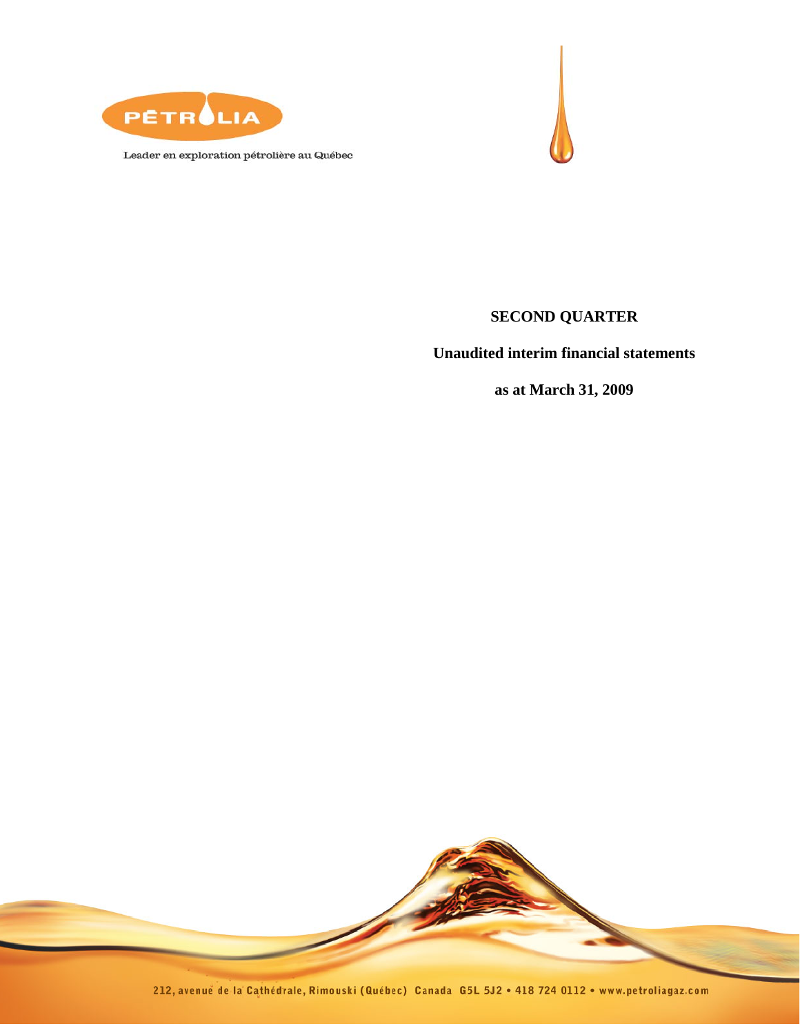PÉTROLIA

Leader en exploration pétrolière au Québec

**SECOND QUARTER**

**Unaudited interim financial statements**

**as at March 31, 2009**

212, avenue de la Cathédrale, Rimouski (Québec) Canada G5L 5J2 • 418 724 0112 • www.petroliagaz.com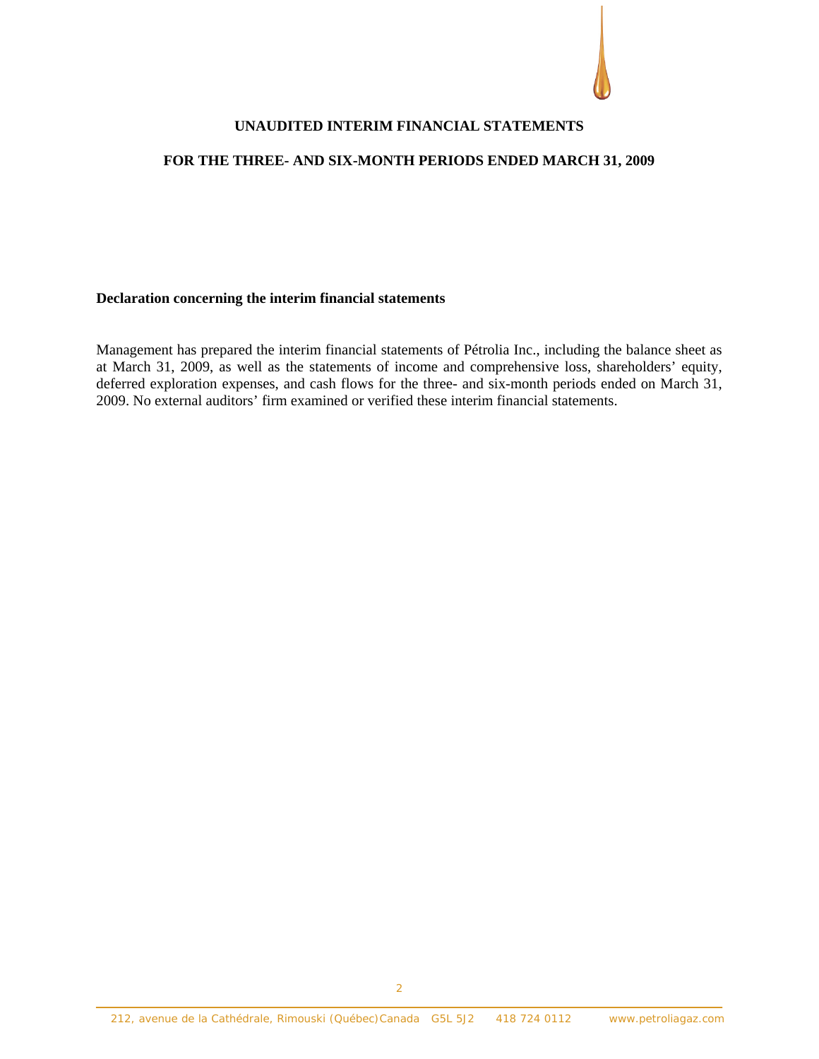**UNAUDITED INTERIM FINANCIAL STATEMENTS**

**FOR THE THREE- AND SIX-MONTH PERIODS ENDED MARCH 31, 2009**

**Declaration concerning the interim financial statements**

Management has prepared the interim financial statements of Pétrolia Inc., including the balance sheet as at March 31, 2009, as well as the statements of income and comprehensive loss, shareholders' equity, deferred exploration expenses, and cash flows for the three- and six-month periods ended on March 31, 2009. No external auditors' firm examined or verified these interim financial statements.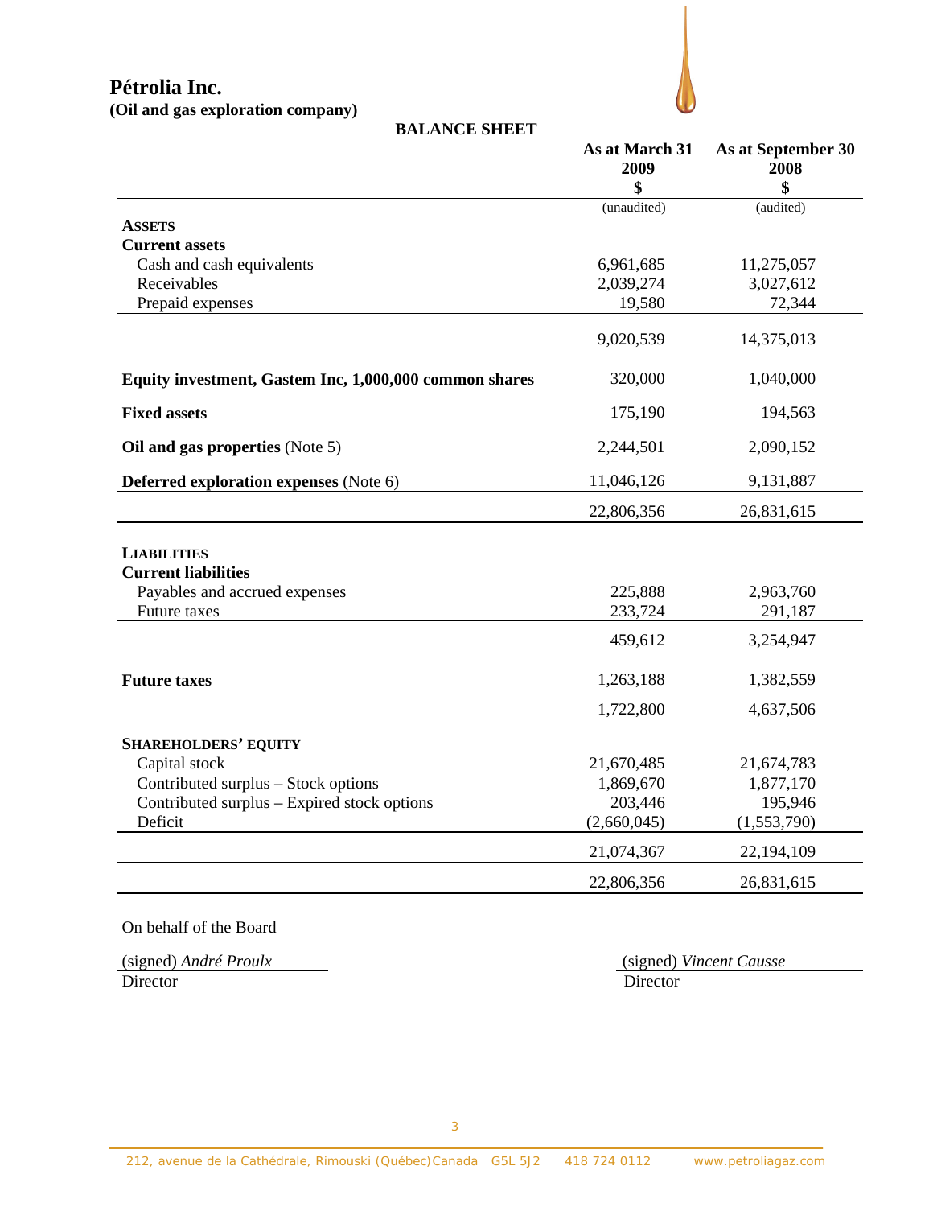# Pétrolia Inc.

**(Oil and gas exploration company)**

## BALANCE SHEET

| | As at March 31 2009 $ | As at September 30 2008 $ |
|---|---|---|
| | (unaudited) | (audited) |
| **ASSETS** | | |
| **Current assets** | | |
| Cash and cash equivalents | 6,961,685 | 11,275,057 |
| Receivables | 2,039,274 | 3,027,612 |
| Prepaid expenses | 19,580 | 72,344 |
| | 9,020,539 | 14,375,013 |
| **Equity investment, Gastem Inc, 1,000,000 common shares** | 320,000 | 1,040,000 |
| **Fixed assets** | 175,190 | 194,563 |
| **Oil and gas properties** (Note 5) | 2,244,501 | 2,090,152 |
| **Deferred exploration expenses** (Note 6) | 11,046,126 | 9,131,887 |
| | 22,806,356 | 26,831,615 |
| **LIABILITIES** | | |
| **Current liabilities** | | |
| Payables and accrued expenses | 225,888 | 2,963,760 |
| Future taxes | 233,724 | 291,187 |
| | 459,612 | 3,254,947 |
| **Future taxes** | 1,263,188 | 1,382,559 |
| | 1,722,800 | 4,637,506 |
| **SHAREHOLDERS' EQUITY** | | |
| Capital stock | 21,670,485 | 21,674,783 |
| Contributed surplus – Stock options | 1,869,670 | 1,877,170 |
| Contributed surplus – Expired stock options | 203,446 | 195,946 |
| Deficit | (2,660,045) | (1,553,790) |
| | 21,074,367 | 22,194,109 |
| | 22,806,356 | 26,831,615 |

On behalf of the Board

(signed) *André Proulx*
Director

(signed) *Vincent Causse*
Director

212, avenue de la Cathédrale, Rimouski (Québec) Canada G5L 5J2 418 724 0112 www.petroliagaz.com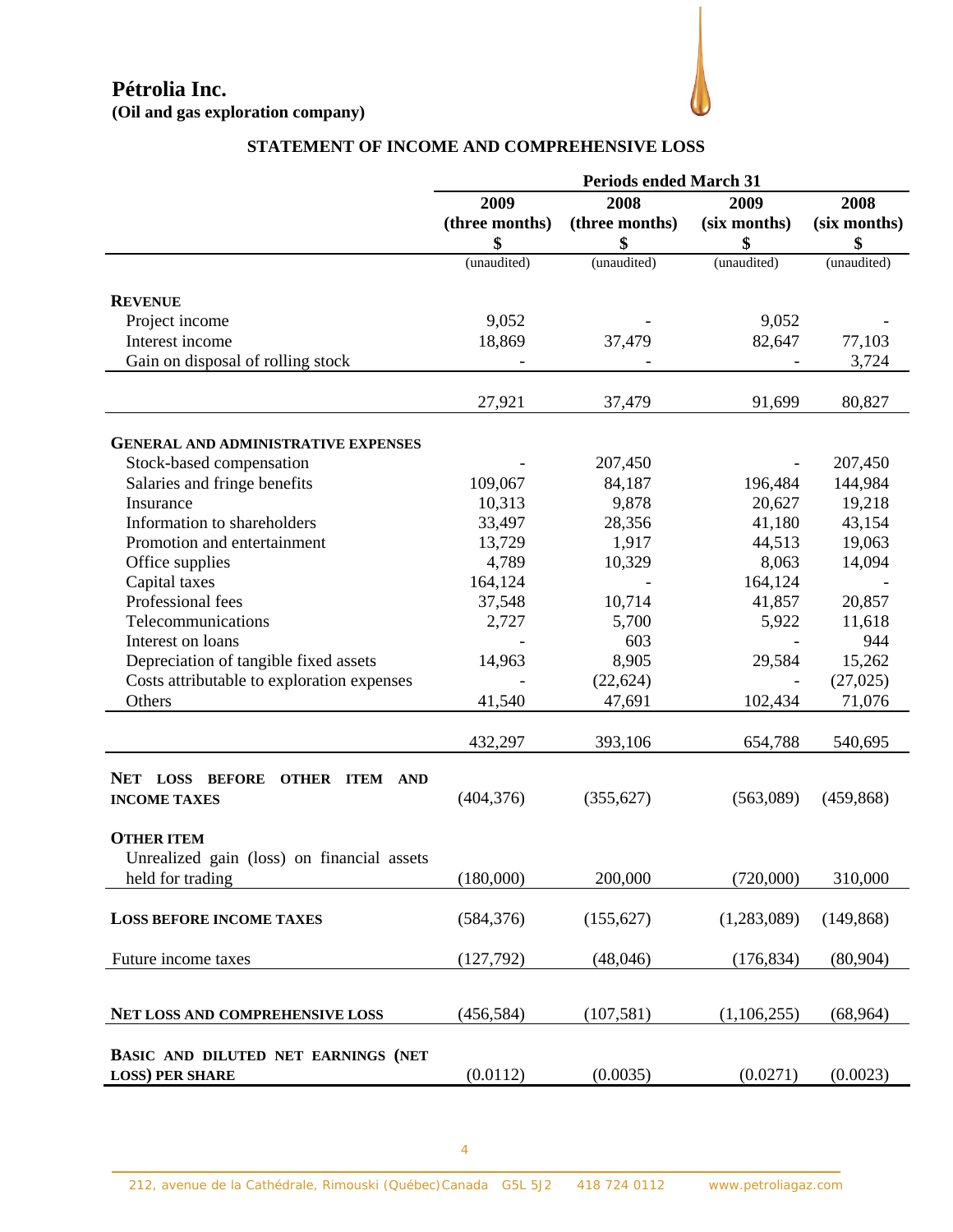**Pétrolia Inc.**
**(Oil and gas exploration company)**

## STATEMENT OF INCOME AND COMPREHENSIVE LOSS

| | Periods ended March 31 | | | |
|---|---|---|---|---|
| | 2009 (three months) $ | 2008 (three months) $ | 2009 (six months) $ | 2008 (six months) $ |
| | (unaudited) | (unaudited) | (unaudited) | (unaudited) |
| **REVENUE** | | | | |
| Project income | 9,052 | - | 9,052 | - |
| Interest income | 18,869 | 37,479 | 82,647 | 77,103 |
| Gain on disposal of rolling stock | - | - | - | 3,724 |
| | 27,921 | 37,479 | 91,699 | 80,827 |
| **GENERAL AND ADMINISTRATIVE EXPENSES** | | | | |
| Stock-based compensation | - | 207,450 | - | 207,450 |
| Salaries and fringe benefits | 109,067 | 84,187 | 196,484 | 144,984 |
| Insurance | 10,313 | 9,878 | 20,627 | 19,218 |
| Information to shareholders | 33,497 | 28,356 | 41,180 | 43,154 |
| Promotion and entertainment | 13,729 | 1,917 | 44,513 | 19,063 |
| Office supplies | 4,789 | 10,329 | 8,063 | 14,094 |
| Capital taxes | 164,124 | - | 164,124 | - |
| Professional fees | 37,548 | 10,714 | 41,857 | 20,857 |
| Telecommunications | 2,727 | 5,700 | 5,922 | 11,618 |
| Interest on loans | - | 603 | - | 944 |
| Depreciation of tangible fixed assets | 14,963 | 8,905 | 29,584 | 15,262 |
| Costs attributable to exploration expenses | - | (22,624) | - | (27,025) |
| Others | 41,540 | 47,691 | 102,434 | 71,076 |
| | 432,297 | 393,106 | 654,788 | 540,695 |
| **NET LOSS BEFORE OTHER ITEM AND INCOME TAXES** | (404,376) | (355,627) | (563,089) | (459,868) |
| **OTHER ITEM** | | | | |
| Unrealized gain (loss) on financial assets held for trading | (180,000) | 200,000 | (720,000) | 310,000 |
| **LOSS BEFORE INCOME TAXES** | (584,376) | (155,627) | (1,283,089) | (149,868) |
| Future income taxes | (127,792) | (48,046) | (176,834) | (80,904) |
| **NET LOSS AND COMPREHENSIVE LOSS** | (456,584) | (107,581) | (1,106,255) | (68,964) |
| **BASIC AND DILUTED NET EARNINGS (NET LOSS) PER SHARE** | (0.0112) | (0.0035) | (0.0271) | (0.0023) |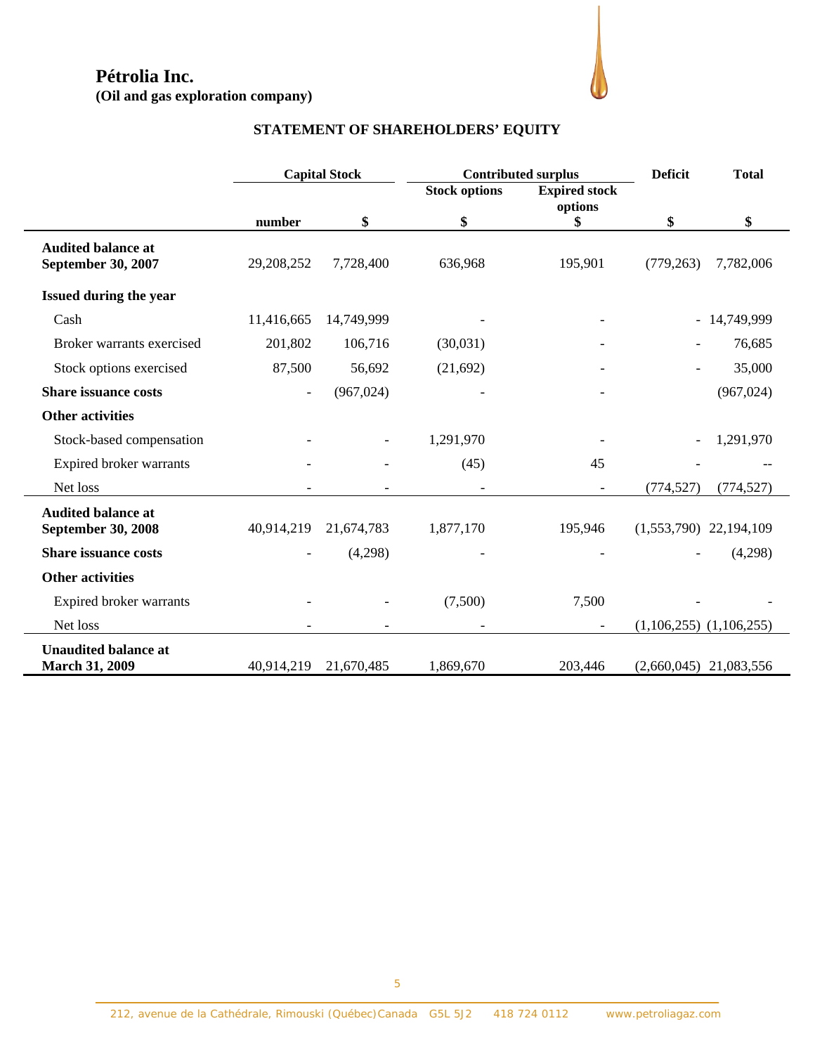# Pétrolia Inc.
**(Oil and gas exploration company)**

## STATEMENT OF SHAREHOLDERS' EQUITY

| | Capital Stock | | Contributed surplus | | Deficit | Total |
|---|---|---|---|---|---|---|
| | | | Stock options | Expired stock options | | |
| | number | $ | $ | $ | $ | $ |
| **Audited balance at September 30, 2007** | 29,208,252 | 7,728,400 | 636,968 | 195,901 | (779,263) | 7,782,006 |
| **Issued during the year** | | | | | | |
| Cash | 11,416,665 | 14,749,999 | - | - | - | 14,749,999 |
| Broker warrants exercised | 201,802 | 106,716 | (30,031) | - | - | 76,685 |
| Stock options exercised | 87,500 | 56,692 | (21,692) | - | - | 35,000 |
| **Share issuance costs** | - | (967,024) | - | - | | (967,024) |
| **Other activities** | | | | | | |
| Stock-based compensation | - | - | 1,291,970 | - | - | 1,291,970 |
| Expired broker warrants | - | - | (45) | 45 | - | -- |
| Net loss | - | - | - | - | (774,527) | (774,527) |
| **Audited balance at September 30, 2008** | 40,914,219 | 21,674,783 | 1,877,170 | 195,946 | (1,553,790) | 22,194,109 |
| **Share issuance costs** | - | (4,298) | - | - | - | (4,298) |
| **Other activities** | | | | | | |
| Expired broker warrants | - | - | (7,500) | 7,500 | - | - |
| Net loss | - | - | - | - | (1,106,255) | (1,106,255) |
| **Unaudited balance at March 31, 2009** | 40,914,219 | 21,670,485 | 1,869,670 | 203,446 | (2,660,045) | 21,083,556 |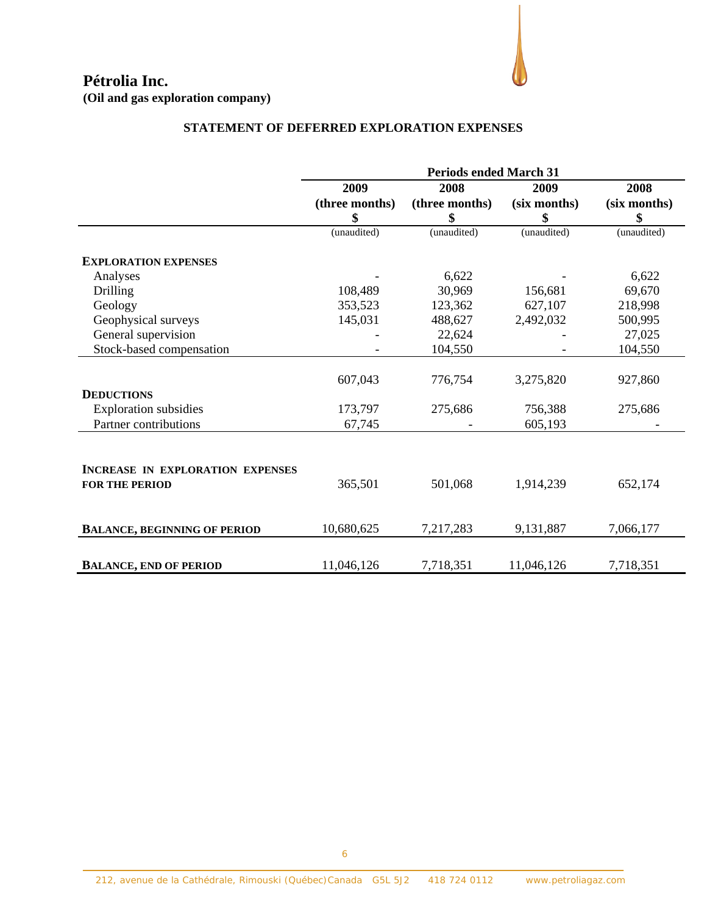**Pétrolia Inc.**
**(Oil and gas exploration company)**

## STATEMENT OF DEFERRED EXPLORATION EXPENSES

| | Periods ended March 31 | | | |
|---|---|---|---|---|
| | 2009 (three months) $ | 2008 (three months) $ | 2009 (six months) $ | 2008 (six months) $ |
| | (unaudited) | (unaudited) | (unaudited) | (unaudited) |
| **EXPLORATION EXPENSES** | | | | |
| Analyses | - | 6,622 | - | 6,622 |
| Drilling | 108,489 | 30,969 | 156,681 | 69,670 |
| Geology | 353,523 | 123,362 | 627,107 | 218,998 |
| Geophysical surveys | 145,031 | 488,627 | 2,492,032 | 500,995 |
| General supervision | - | 22,624 | - | 27,025 |
| Stock-based compensation | - | 104,550 | - | 104,550 |
| | 607,043 | 776,754 | 3,275,820 | 927,860 |
| **DEDUCTIONS** | | | | |
| Exploration subsidies | 173,797 | 275,686 | 756,388 | 275,686 |
| Partner contributions | 67,745 | - | 605,193 | - |
| **INCREASE IN EXPLORATION EXPENSES FOR THE PERIOD** | 365,501 | 501,068 | 1,914,239 | 652,174 |
| **BALANCE, BEGINNING OF PERIOD** | 10,680,625 | 7,217,283 | 9,131,887 | 7,066,177 |
| **BALANCE, END OF PERIOD** | 11,046,126 | 7,718,351 | 11,046,126 | 7,718,351 |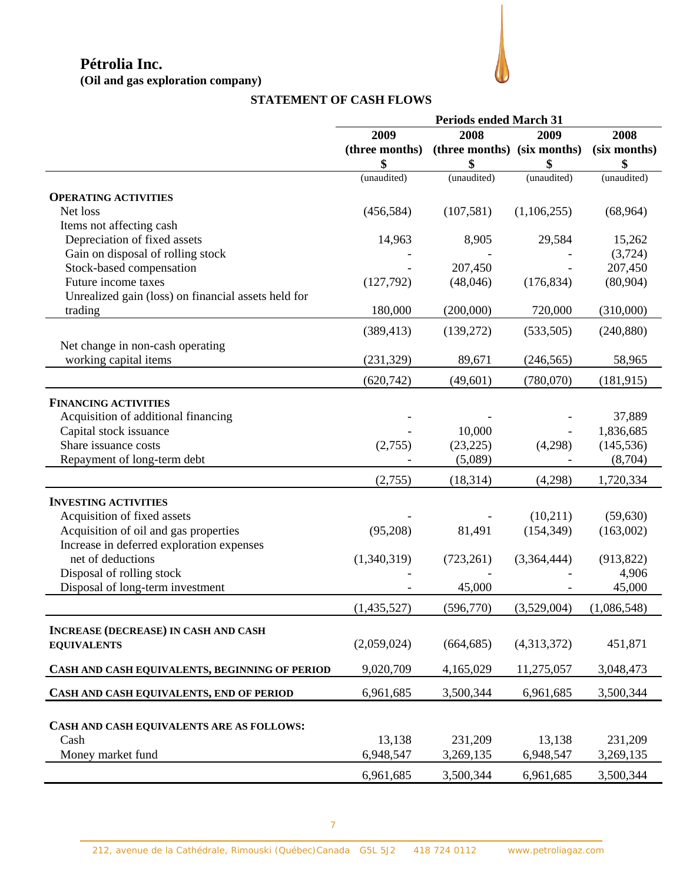# Pétrolia Inc.

**(Oil and gas exploration company)**

## STATEMENT OF CASH FLOWS

| | Periods ended March 31 | | | |
|---|---|---|---|---|
| | 2009 (three months) $ | 2008 (three months) $ | 2009 (six months) $ | 2008 (six months) $ |
| | (unaudited) | (unaudited) | (unaudited) | (unaudited) |
| **OPERATING ACTIVITIES** | | | | |
| Net loss | (456,584) | (107,581) | (1,106,255) | (68,964) |
| Items not affecting cash | | | | |
| Depreciation of fixed assets | 14,963 | 8,905 | 29,584 | 15,262 |
| Gain on disposal of rolling stock | - | - | - | (3,724) |
| Stock-based compensation | - | 207,450 | - | 207,450 |
| Future income taxes | (127,792) | (48,046) | (176,834) | (80,904) |
| Unrealized gain (loss) on financial assets held for trading | 180,000 | (200,000) | 720,000 | (310,000) |
| | (389,413) | (139,272) | (533,505) | (240,880) |
| Net change in non-cash operating working capital items | (231,329) | 89,671 | (246,565) | 58,965 |
| | (620,742) | (49,601) | (780,070) | (181,915) |
| **FINANCING ACTIVITIES** | | | | |
| Acquisition of additional financing | - | - | - | 37,889 |
| Capital stock issuance | - | 10,000 | - | 1,836,685 |
| Share issuance costs | (2,755) | (23,225) | (4,298) | (145,536) |
| Repayment of long-term debt | - | (5,089) | - | (8,704) |
| | (2,755) | (18,314) | (4,298) | 1,720,334 |
| **INVESTING ACTIVITIES** | | | | |
| Acquisition of fixed assets | - | - | (10,211) | (59,630) |
| Acquisition of oil and gas properties | (95,208) | 81,491 | (154,349) | (163,002) |
| Increase in deferred exploration expenses net of deductions | (1,340,319) | (723,261) | (3,364,444) | (913,822) |
| Disposal of rolling stock | - | - | - | 4,906 |
| Disposal of long-term investment | - | 45,000 | - | 45,000 |
| | (1,435,527) | (596,770) | (3,529,004) | (1,086,548) |
| **INCREASE (DECREASE) IN CASH AND CASH EQUIVALENTS** | (2,059,024) | (664,685) | (4,313,372) | 451,871 |
| **CASH AND CASH EQUIVALENTS, BEGINNING OF PERIOD** | 9,020,709 | 4,165,029 | 11,275,057 | 3,048,473 |
| **CASH AND CASH EQUIVALENTS, END OF PERIOD** | 6,961,685 | 3,500,344 | 6,961,685 | 3,500,344 |
| **CASH AND CASH EQUIVALENTS ARE AS FOLLOWS:** | | | | |
| Cash | 13,138 | 231,209 | 13,138 | 231,209 |
| Money market fund | 6,948,547 | 3,269,135 | 6,948,547 | 3,269,135 |
| | 6,961,685 | 3,500,344 | 6,961,685 | 3,500,344 |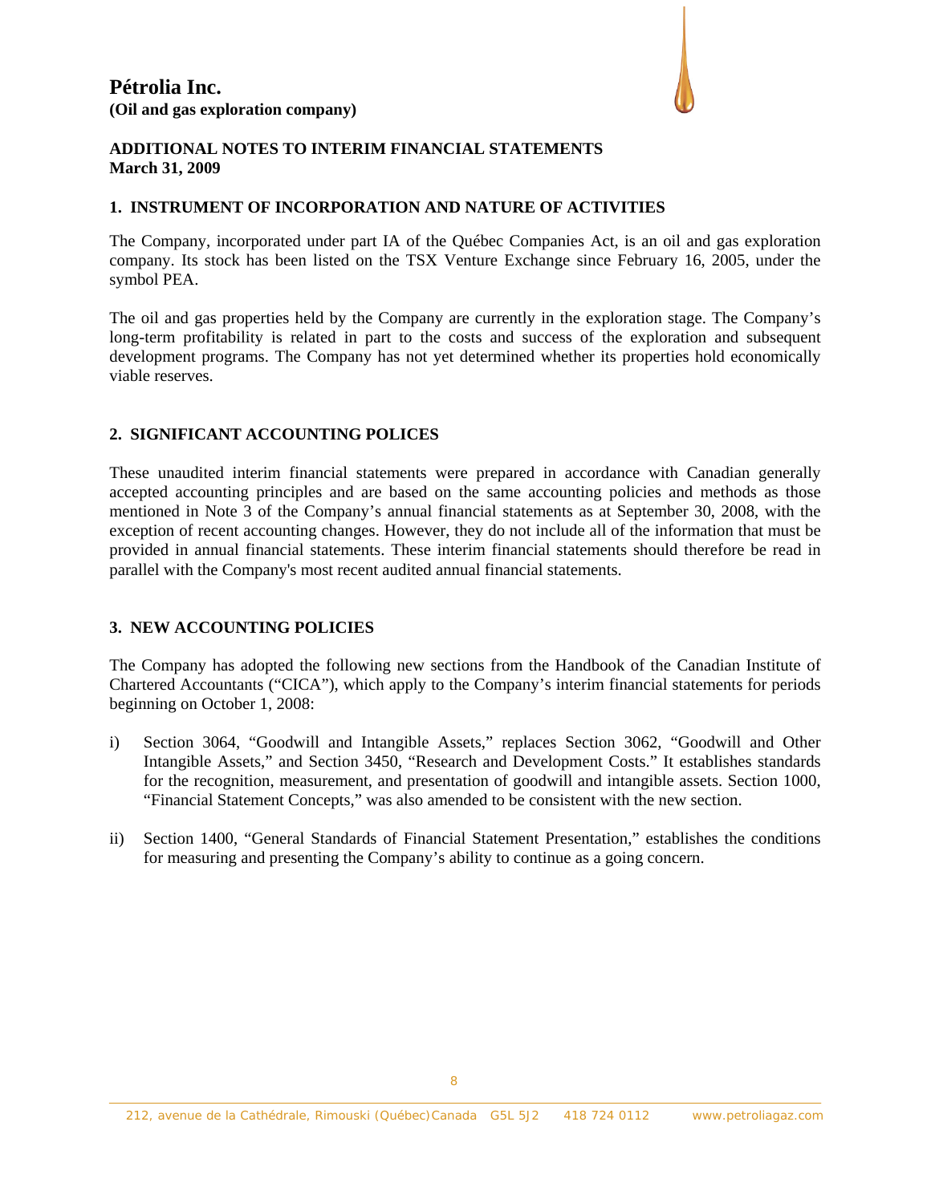# Pétrolia Inc.

**(Oil and gas exploration company)**

**ADDITIONAL NOTES TO INTERIM FINANCIAL STATEMENTS**
**March 31, 2009**

## 1. INSTRUMENT OF INCORPORATION AND NATURE OF ACTIVITIES

The Company, incorporated under part IA of the Québec Companies Act, is an oil and gas exploration company. Its stock has been listed on the TSX Venture Exchange since February 16, 2005, under the symbol PEA.

The oil and gas properties held by the Company are currently in the exploration stage. The Company's long-term profitability is related in part to the costs and success of the exploration and subsequent development programs. The Company has not yet determined whether its properties hold economically viable reserves.

## 2. SIGNIFICANT ACCOUNTING POLICES

These unaudited interim financial statements were prepared in accordance with Canadian generally accepted accounting principles and are based on the same accounting policies and methods as those mentioned in Note 3 of the Company's annual financial statements as at September 30, 2008, with the exception of recent accounting changes. However, they do not include all of the information that must be provided in annual financial statements. These interim financial statements should therefore be read in parallel with the Company's most recent audited annual financial statements.

## 3. NEW ACCOUNTING POLICIES

The Company has adopted the following new sections from the Handbook of the Canadian Institute of Chartered Accountants ("CICA"), which apply to the Company's interim financial statements for periods beginning on October 1, 2008:

i) Section 3064, "Goodwill and Intangible Assets," replaces Section 3062, "Goodwill and Other Intangible Assets," and Section 3450, "Research and Development Costs." It establishes standards for the recognition, measurement, and presentation of goodwill and intangible assets. Section 1000, "Financial Statement Concepts," was also amended to be consistent with the new section.

ii) Section 1400, "General Standards of Financial Statement Presentation," establishes the conditions for measuring and presenting the Company's ability to continue as a going concern.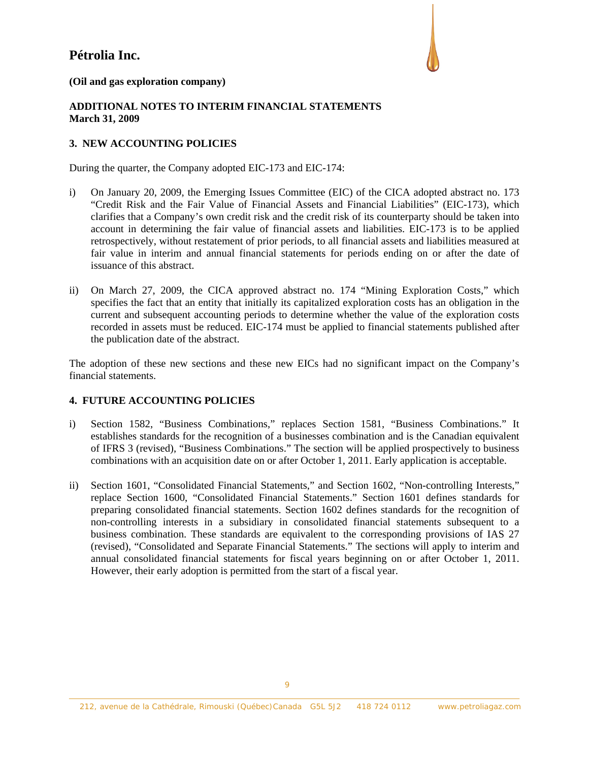# Pétrolia Inc.

**(Oil and gas exploration company)**

**ADDITIONAL NOTES TO INTERIM FINANCIAL STATEMENTS**
**March 31, 2009**

## 3. NEW ACCOUNTING POLICIES

During the quarter, the Company adopted EIC-173 and EIC-174:

i) On January 20, 2009, the Emerging Issues Committee (EIC) of the CICA adopted abstract no. 173 "Credit Risk and the Fair Value of Financial Assets and Financial Liabilities" (EIC-173), which clarifies that a Company's own credit risk and the credit risk of its counterparty should be taken into account in determining the fair value of financial assets and liabilities. EIC-173 is to be applied retrospectively, without restatement of prior periods, to all financial assets and liabilities measured at fair value in interim and annual financial statements for periods ending on or after the date of issuance of this abstract.

ii) On March 27, 2009, the CICA approved abstract no. 174 "Mining Exploration Costs," which specifies the fact that an entity that initially its capitalized exploration costs has an obligation in the current and subsequent accounting periods to determine whether the value of the exploration costs recorded in assets must be reduced. EIC-174 must be applied to financial statements published after the publication date of the abstract.

The adoption of these new sections and these new EICs had no significant impact on the Company's financial statements.

## 4. FUTURE ACCOUNTING POLICIES

i) Section 1582, "Business Combinations," replaces Section 1581, "Business Combinations." It establishes standards for the recognition of a businesses combination and is the Canadian equivalent of IFRS 3 (revised), "Business Combinations." The section will be applied prospectively to business combinations with an acquisition date on or after October 1, 2011. Early application is acceptable.

ii) Section 1601, "Consolidated Financial Statements," and Section 1602, "Non-controlling Interests," replace Section 1600, "Consolidated Financial Statements." Section 1601 defines standards for preparing consolidated financial statements. Section 1602 defines standards for the recognition of non-controlling interests in a subsidiary in consolidated financial statements subsequent to a business combination. These standards are equivalent to the corresponding provisions of IAS 27 (revised), "Consolidated and Separate Financial Statements." The sections will apply to interim and annual consolidated financial statements for fiscal years beginning on or after October 1, 2011. However, their early adoption is permitted from the start of a fiscal year.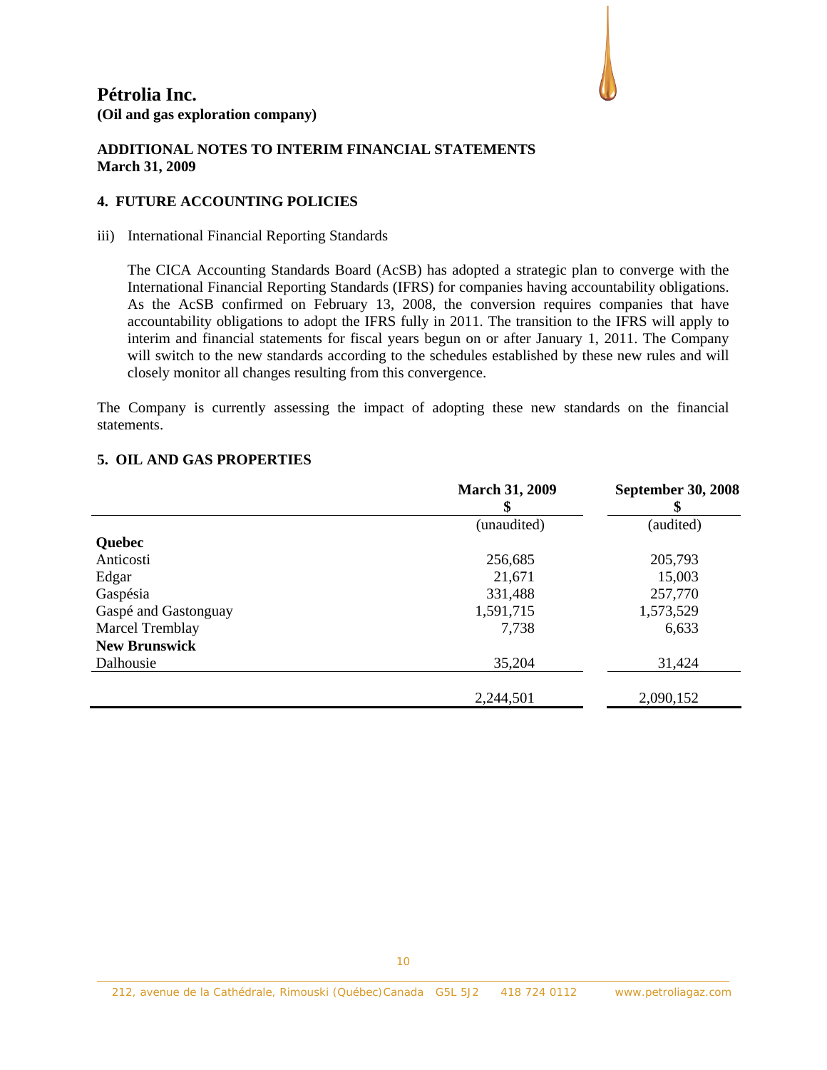# Pétrolia Inc.

**(Oil and gas exploration company)**

**ADDITIONAL NOTES TO INTERIM FINANCIAL STATEMENTS**
**March 31, 2009**

## 4. FUTURE ACCOUNTING POLICIES

iii) International Financial Reporting Standards

The CICA Accounting Standards Board (AcSB) has adopted a strategic plan to converge with the International Financial Reporting Standards (IFRS) for companies having accountability obligations. As the AcSB confirmed on February 13, 2008, the conversion requires companies that have accountability obligations to adopt the IFRS fully in 2011. The transition to the IFRS will apply to interim and financial statements for fiscal years begun on or after January 1, 2011. The Company will switch to the new standards according to the schedules established by these new rules and will closely monitor all changes resulting from this convergence.

The Company is currently assessing the impact of adopting these new standards on the financial statements.

## 5. OIL AND GAS PROPERTIES

| | March 31, 2009<br>$ | September 30, 2008<br>$ |
|---|---|---|
| | (unaudited) | (audited) |
| **Quebec** | | |
| Anticosti | 256,685 | 205,793 |
| Edgar | 21,671 | 15,003 |
| Gaspésia | 331,488 | 257,770 |
| Gaspé and Gastonguay | 1,591,715 | 1,573,529 |
| Marcel Tremblay | 7,738 | 6,633 |
| **New Brunswick** | | |
| Dalhousie | 35,204 | 31,424 |
| | 2,244,501 | 2,090,152 |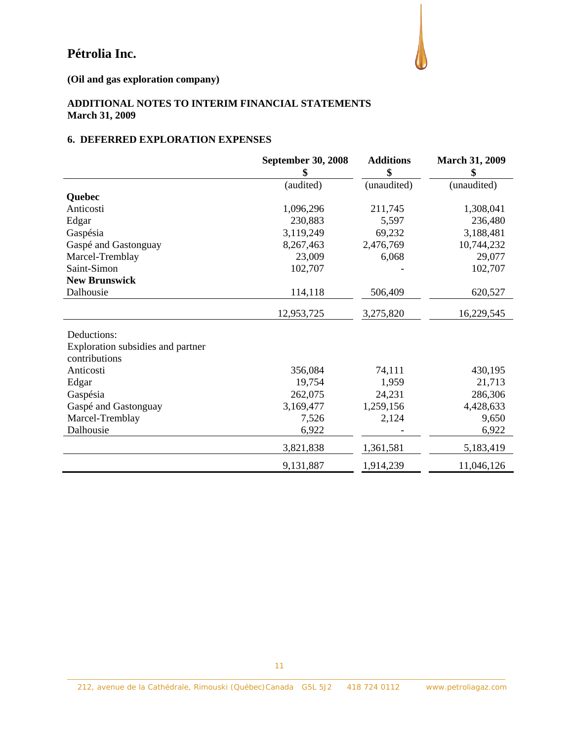# Pétrolia Inc.

**(Oil and gas exploration company)**

**ADDITIONAL NOTES TO INTERIM FINANCIAL STATEMENTS**
**March 31, 2009**

## 6. DEFERRED EXPLORATION EXPENSES

| | September 30, 2008 $ | Additions $ | March 31, 2009 $ |
|---|---|---|---|
| | (audited) | (unaudited) | (unaudited) |
| **Quebec** | | | |
| Anticosti | 1,096,296 | 211,745 | 1,308,041 |
| Edgar | 230,883 | 5,597 | 236,480 |
| Gaspésia | 3,119,249 | 69,232 | 3,188,481 |
| Gaspé and Gastonguay | 8,267,463 | 2,476,769 | 10,744,232 |
| Marcel-Tremblay | 23,009 | 6,068 | 29,077 |
| Saint-Simon | 102,707 | - | 102,707 |
| **New Brunswick** | | | |
| Dalhousie | 114,118 | 506,409 | 620,527 |
| | 12,953,725 | 3,275,820 | 16,229,545 |
| Deductions: | | | |
| Exploration subsidies and partner contributions | | | |
| Anticosti | 356,084 | 74,111 | 430,195 |
| Edgar | 19,754 | 1,959 | 21,713 |
| Gaspésia | 262,075 | 24,231 | 286,306 |
| Gaspé and Gastonguay | 3,169,477 | 1,259,156 | 4,428,633 |
| Marcel-Tremblay | 7,526 | 2,124 | 9,650 |
| Dalhousie | 6,922 | - | 6,922 |
| | 3,821,838 | 1,361,581 | 5,183,419 |
| | 9,131,887 | 1,914,239 | 11,046,126 |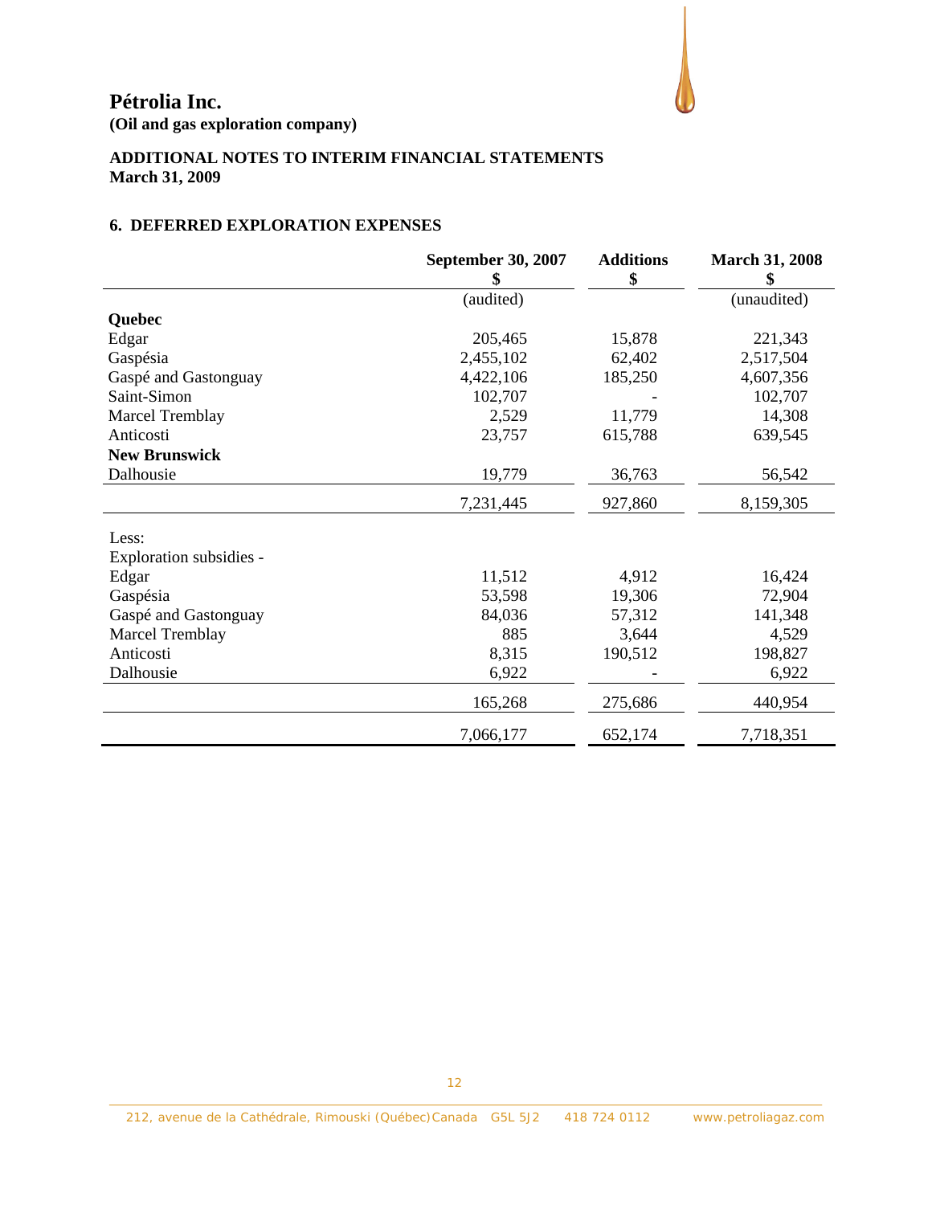# Pétrolia Inc.

**(Oil and gas exploration company)**

**ADDITIONAL NOTES TO INTERIM FINANCIAL STATEMENTS**
**March 31, 2009**

## 6. DEFERRED EXPLORATION EXPENSES

| | September 30, 2007 $ | Additions $ | March 31, 2008 $ |
|---|---|---|---|
| | (audited) | | (unaudited) |
| **Quebec** | | | |
| Edgar | 205,465 | 15,878 | 221,343 |
| Gaspésia | 2,455,102 | 62,402 | 2,517,504 |
| Gaspé and Gastonguay | 4,422,106 | 185,250 | 4,607,356 |
| Saint-Simon | 102,707 | - | 102,707 |
| Marcel Tremblay | 2,529 | 11,779 | 14,308 |
| Anticosti | 23,757 | 615,788 | 639,545 |
| **New Brunswick** | | | |
| Dalhousie | 19,779 | 36,763 | 56,542 |
| | 7,231,445 | 927,860 | 8,159,305 |
| Less: | | | |
| Exploration subsidies - | | | |
| Edgar | 11,512 | 4,912 | 16,424 |
| Gaspésia | 53,598 | 19,306 | 72,904 |
| Gaspé and Gastonguay | 84,036 | 57,312 | 141,348 |
| Marcel Tremblay | 885 | 3,644 | 4,529 |
| Anticosti | 8,315 | 190,512 | 198,827 |
| Dalhousie | 6,922 | - | 6,922 |
| | 165,268 | 275,686 | 440,954 |
| | 7,066,177 | 652,174 | 7,718,351 |